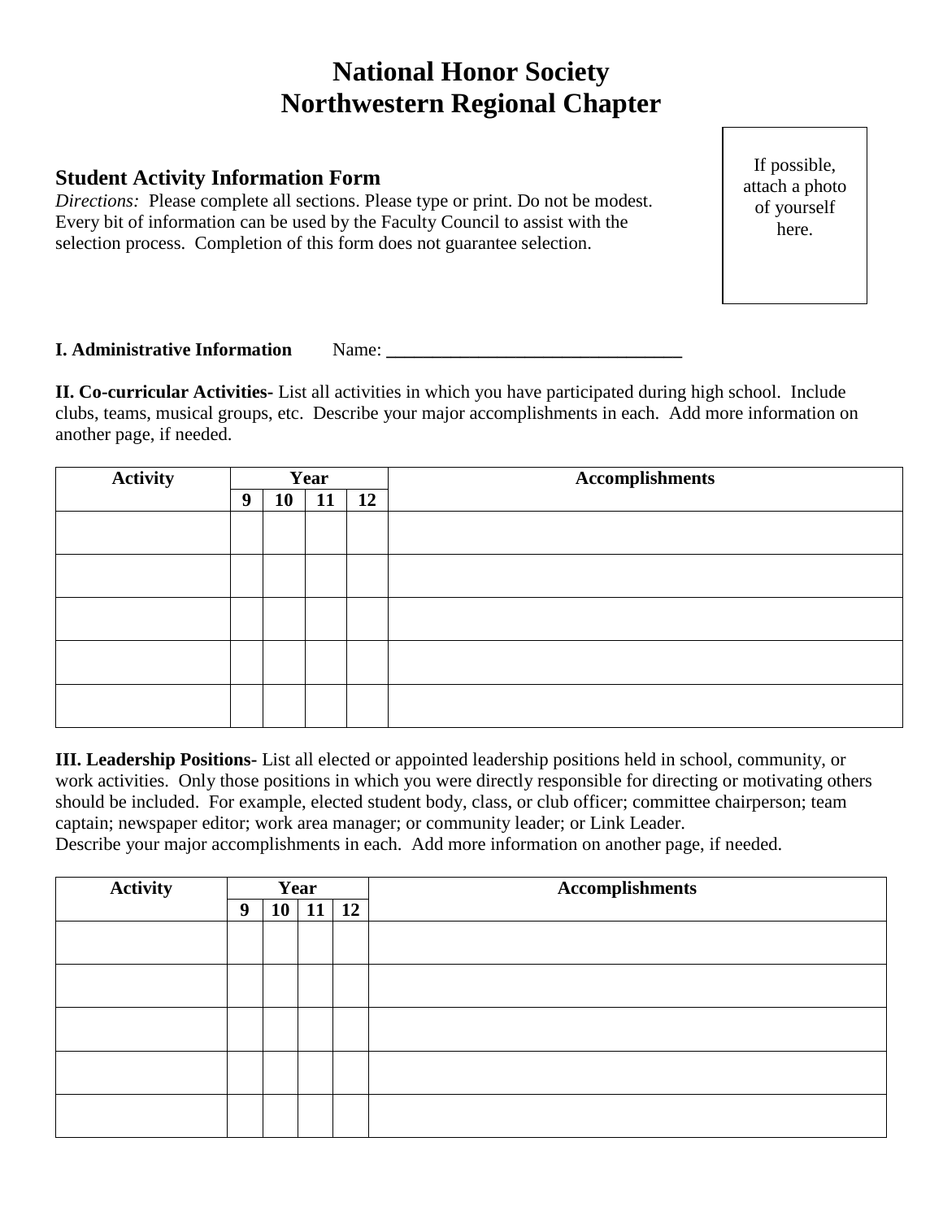# National Honor Society
# Northwestern Regional Chapter

If possible, attach a photo of yourself here.

## Student Activity Information Form

*Directions:* Please complete all sections. Please type or print. Do not be modest. Every bit of information can be used by the Faculty Council to assist with the selection process. Completion of this form does not guarantee selection.

**I. Administrative Information** Name: ________________________________

**II. Co-curricular Activities**- List all activities in which you have participated during high school. Include clubs, teams, musical groups, etc. Describe your major accomplishments in each. Add more information on another page, if needed.

| Activity | Year | | | | Accomplishments |
|---|---|---|---|---|---|
| | 9 | 10 | 11 | 12 | |
| | | | | | |
| | | | | | |
| | | | | | |
| | | | | | |
| | | | | | |

**III. Leadership Positions**- List all elected or appointed leadership positions held in school, community, or work activities. Only those positions in which you were directly responsible for directing or motivating others should be included. For example, elected student body, class, or club officer; committee chairperson; team captain; newspaper editor; work area manager; or community leader; or Link Leader.
Describe your major accomplishments in each. Add more information on another page, if needed.

| Activity | Year | | | | Accomplishments |
|---|---|---|---|---|---|
| | 9 | 10 | 11 | 12 | |
| | | | | | |
| | | | | | |
| | | | | | |
| | | | | | |
| | | | | | |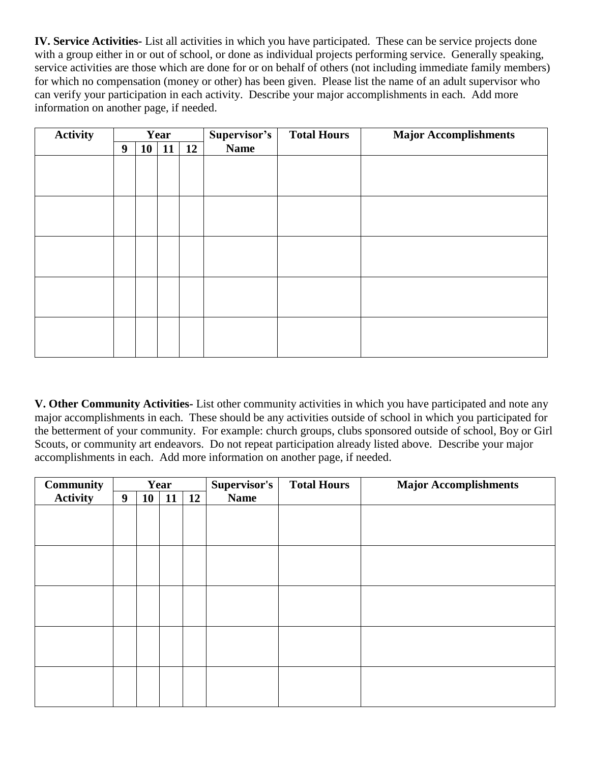**IV. Service Activities-** List all activities in which you have participated. These can be service projects done with a group either in or out of school, or done as individual projects performing service. Generally speaking, service activities are those which are done for or on behalf of others (not including immediate family members) for which no compensation (money or other) has been given. Please list the name of an adult supervisor who can verify your participation in each activity. Describe your major accomplishments in each. Add more information on another page, if needed.

| Activity | Year | | | | Supervisor's Name | Total Hours | Major Accomplishments |
|---|---|---|---|---|---|---|---|
| | 9 | 10 | 11 | 12 | | | |
| | | | | | | | |
| | | | | | | | |
| | | | | | | | |
| | | | | | | | |
| | | | | | | | |

**V. Other Community Activities-** List other community activities in which you have participated and note any major accomplishments in each. These should be any activities outside of school in which you participated for the betterment of your community. For example: church groups, clubs sponsored outside of school, Boy or Girl Scouts, or community art endeavors. Do not repeat participation already listed above. Describe your major accomplishments in each. Add more information on another page, if needed.

| Community Activity | Year | | | | Supervisor's Name | Total Hours | Major Accomplishments |
|---|---|---|---|---|---|---|---|
| | 9 | 10 | 11 | 12 | | | |
| | | | | | | | |
| | | | | | | | |
| | | | | | | | |
| | | | | | | | |
| | | | | | | | |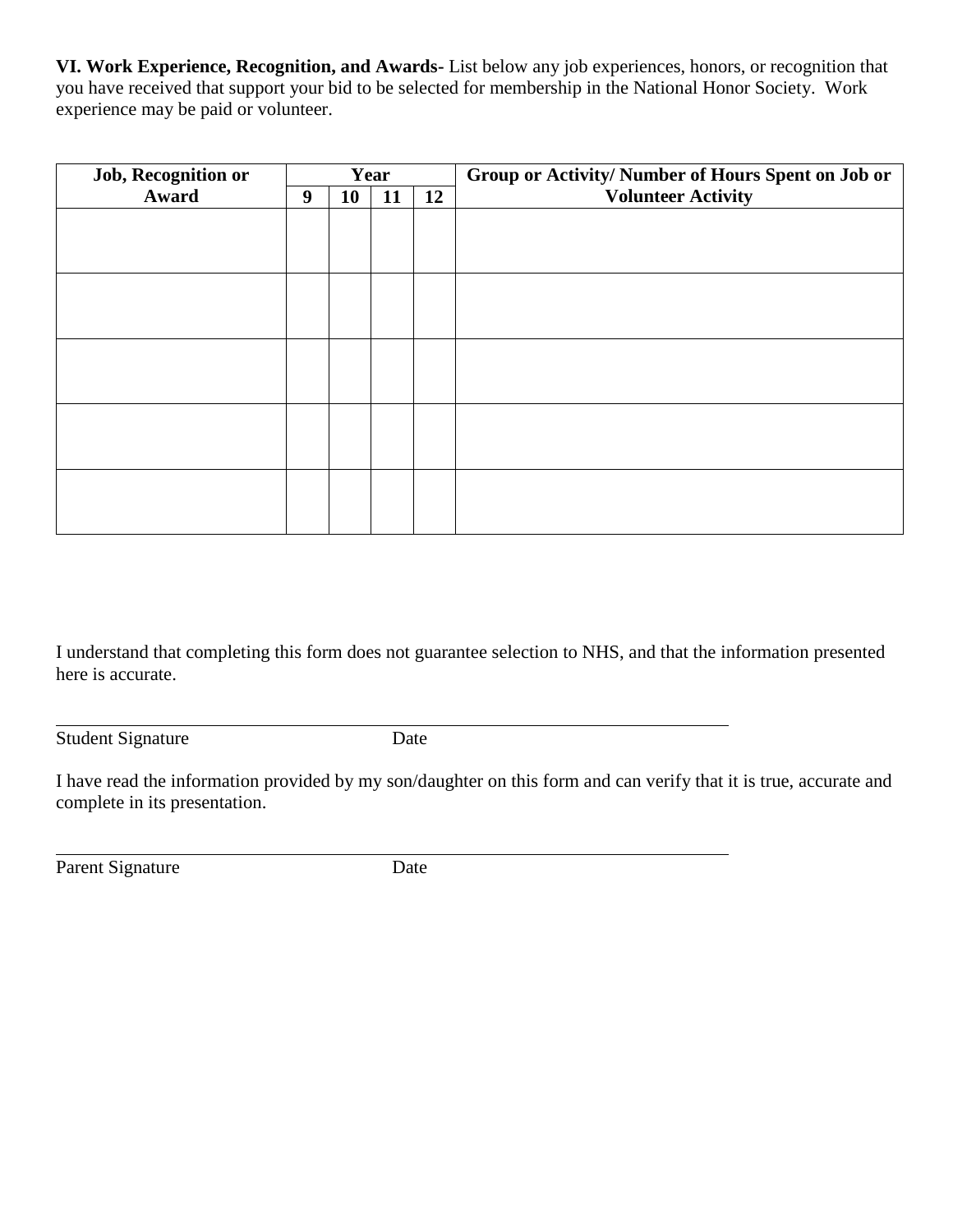**VI. Work Experience, Recognition, and Awards-** List below any job experiences, honors, or recognition that you have received that support your bid to be selected for membership in the National Honor Society. Work experience may be paid or volunteer.

| **Job, Recognition or Award** | **Year** | | | | **Group or Activity/ Number of Hours Spent on Job or Volunteer Activity** |
|---|---|---|---|---|---|
| | **9** | **10** | **11** | **12** | |
| | | | | | |
| | | | | | |
| | | | | | |
| | | | | | |
| | | | | | |

I understand that completing this form does not guarantee selection to NHS, and that the information presented here is accurate.

_______________________________________________

Student Signature Date

I have read the information provided by my son/daughter on this form and can verify that it is true, accurate and complete in its presentation.

_______________________________________________

Parent Signature Date